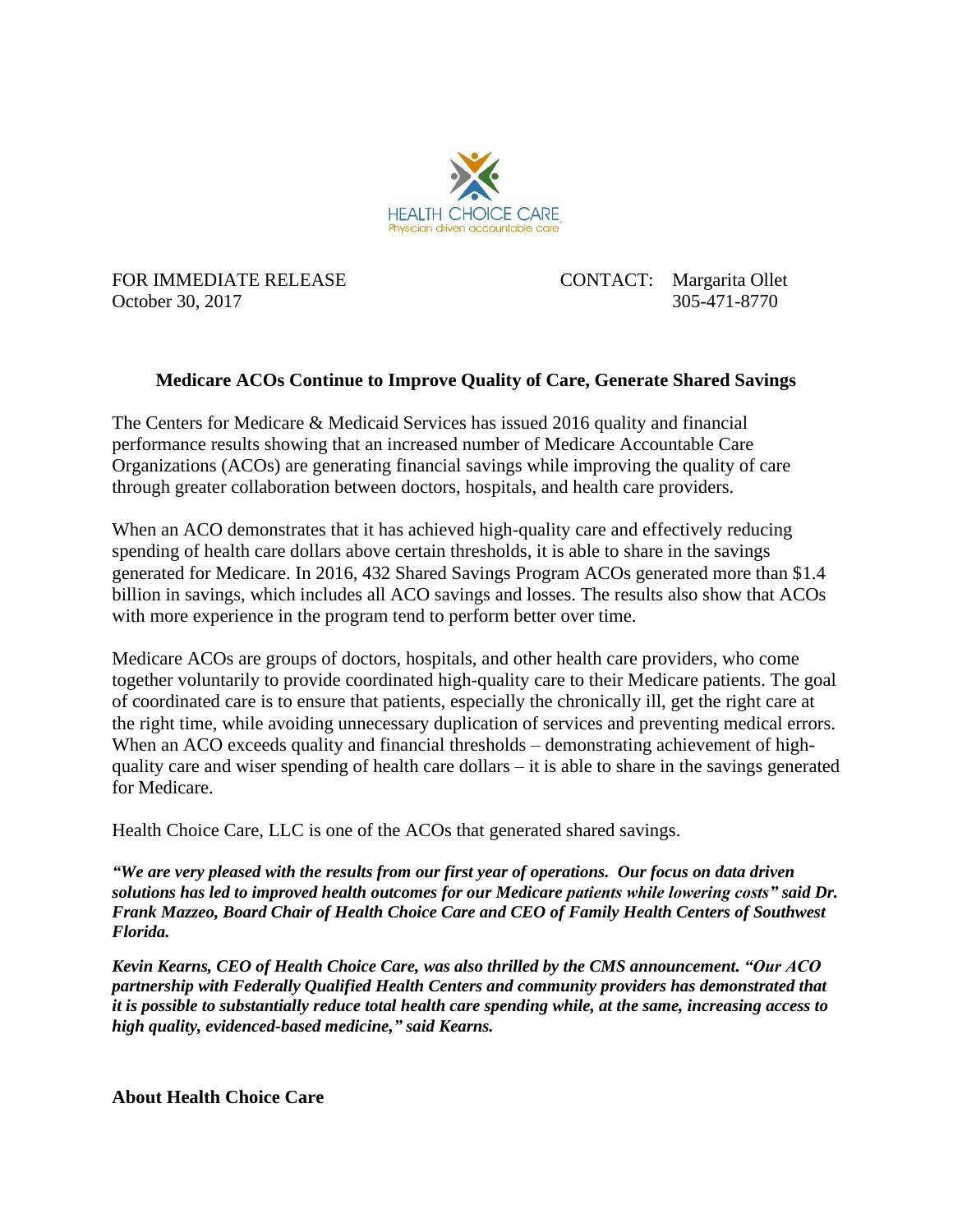HEALTH CHOICE CARE
Physician driven accountable care

FOR IMMEDIATE RELEASE
October 30, 2017

CONTACT: Margarita Ollet
305-471-8770

**Medicare ACOs Continue to Improve Quality of Care, Generate Shared Savings**

The Centers for Medicare & Medicaid Services has issued 2016 quality and financial performance results showing that an increased number of Medicare Accountable Care Organizations (ACOs) are generating financial savings while improving the quality of care through greater collaboration between doctors, hospitals, and health care providers.

When an ACO demonstrates that it has achieved high-quality care and effectively reducing spending of health care dollars above certain thresholds, it is able to share in the savings generated for Medicare. In 2016, 432 Shared Savings Program ACOs generated more than $1.4 billion in savings, which includes all ACO savings and losses. The results also show that ACOs with more experience in the program tend to perform better over time.

Medicare ACOs are groups of doctors, hospitals, and other health care providers, who come together voluntarily to provide coordinated high-quality care to their Medicare patients. The goal of coordinated care is to ensure that patients, especially the chronically ill, get the right care at the right time, while avoiding unnecessary duplication of services and preventing medical errors. When an ACO exceeds quality and financial thresholds – demonstrating achievement of high-quality care and wiser spending of health care dollars – it is able to share in the savings generated for Medicare.

Health Choice Care, LLC is one of the ACOs that generated shared savings.

***"We are very pleased with the results from our first year of operations. Our focus on data driven solutions has led to improved health outcomes for our Medicare patients while lowering costs" said Dr. Frank Mazzeo, Board Chair of Health Choice Care and CEO of Family Health Centers of Southwest Florida.***

***Kevin Kearns, CEO of Health Choice Care, was also thrilled by the CMS announcement. "Our ACO partnership with Federally Qualified Health Centers and community providers has demonstrated that it is possible to substantially reduce total health care spending while, at the same, increasing access to high quality, evidenced-based medicine," said Kearns.***

**About Health Choice Care**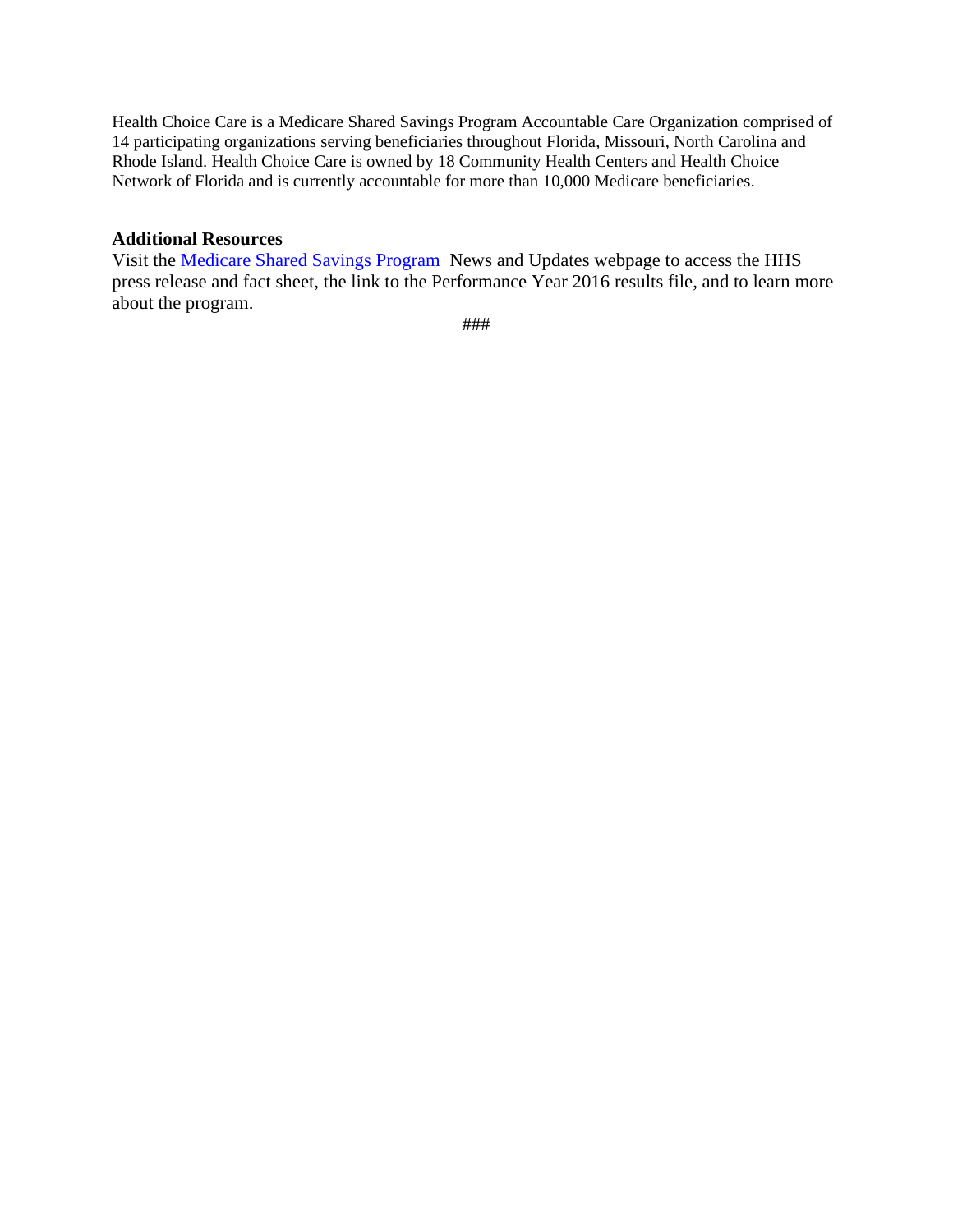Health Choice Care is a Medicare Shared Savings Program Accountable Care Organization comprised of 14 participating organizations serving beneficiaries throughout Florida, Missouri, North Carolina and Rhode Island. Health Choice Care is owned by 18 Community Health Centers and Health Choice Network of Florida and is currently accountable for more than 10,000 Medicare beneficiaries.

**Additional Resources**

Visit the Medicare Shared Savings Program News and Updates webpage to access the HHS press release and fact sheet, the link to the Performance Year 2016 results file, and to learn more about the program.

###